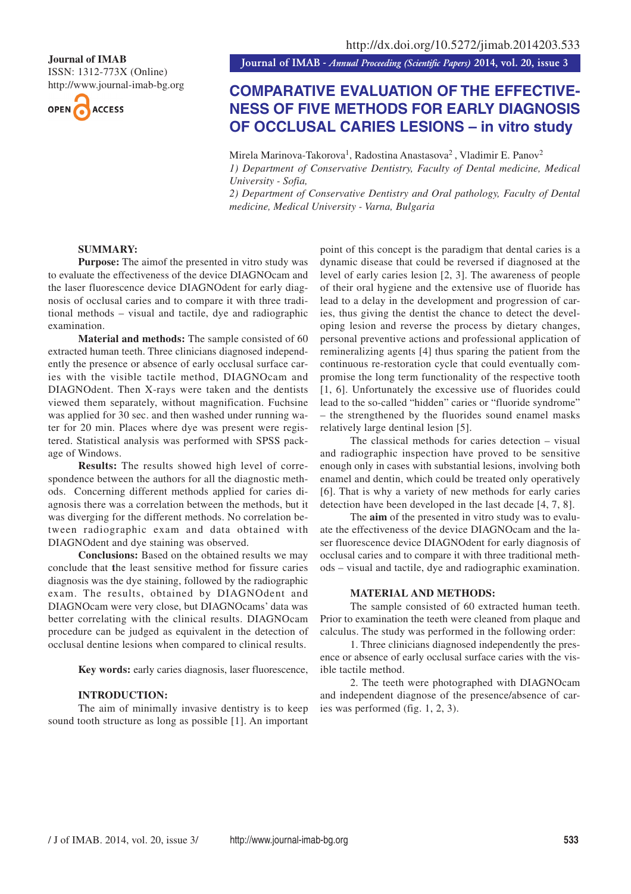Journal of IMAB
ISSN: 1312-773X (Online)
http://www.journal-imab-bg.org

http://dx.doi.org/10.5272/jimab.2014203.533

# COMPARATIVE EVALUATION OF THE EFFECTIVENESS OF FIVE METHODS FOR EARLY DIAGNOSIS OF OCCLUSAL CARIES LESIONS – in vitro study

Mirela Marinova-Takorova[1], Radostina Anastasova[2] , Vladimir E. Panov[2]

*1) Department of Conservative Dentistry, Faculty of Dental medicine, Medical University - Sofia,*

*2) Department of Conservative Dentistry and Oral pathology, Faculty of Dental medicine, Medical University - Varna, Bulgaria*

## SUMMARY:

**Purpose:** The aimof the presented in vitro study was to evaluate the effectiveness of the device DIAGNOcam and the laser fluorescence device DIAGNOdent for early diagnosis of occlusal caries and to compare it with three traditional methods – visual and tactile, dye and radiographic examination.

**Material and methods:** The sample consisted of 60 extracted human teeth. Three clinicians diagnosed independently the presence or absence of early occlusal surface caries with the visible tactile method, DIAGNOcam and DIAGNOdent. Then X-rays were taken and the dentists viewed them separately, without magnification. Fuchsine was applied for 30 sec. and then washed under running water for 20 min. Places where dye was present were registered. Statistical analysis was performed with SPSS package of Windows.

**Results:** The results showed high level of correspondence between the authors for all the diagnostic methods. Concerning different methods applied for caries diagnosis there was a correlation between the methods, but it was diverging for the different methods. No correlation between radiographic exam and data obtained with DIAGNOdent and dye staining was observed.

**Conclusions:** Based on the obtained results we may conclude that the least sensitive method for fissure caries diagnosis was the dye staining, followed by the radiographic exam. The results, obtained by DIAGNOdent and DIAGNOcam were very close, but DIAGNOcams' data was better correlating with the clinical results. DIAGNOcam procedure can be judged as equivalent in the detection of occlusal dentine lesions when compared to clinical results.

**Key words:** early caries diagnosis, laser fluorescence,

## INTRODUCTION:

The aim of minimally invasive dentistry is to keep sound tooth structure as long as possible [1]. An important point of this concept is the paradigm that dental caries is a dynamic disease that could be reversed if diagnosed at the level of early caries lesion [2, 3]. The awareness of people of their oral hygiene and the extensive use of fluoride has lead to a delay in the development and progression of caries, thus giving the dentist the chance to detect the developing lesion and reverse the process by dietary changes, personal preventive actions and professional application of remineralizing agents [4] thus sparing the patient from the continuous re-restoration cycle that could eventually compromise the long term functionality of the respective tooth [1, 6]. Unfortunately the excessive use of fluorides could lead to the so-called "hidden" caries or "fluoride syndrome" – the strengthened by the fluorides sound enamel masks relatively large dentinal lesion [5].

The classical methods for caries detection – visual and radiographic inspection have proved to be sensitive enough only in cases with substantial lesions, involving both enamel and dentin, which could be treated only operatively [6]. That is why a variety of new methods for early caries detection have been developed in the last decade [4, 7, 8].

The **aim** of the presented in vitro study was to evaluate the effectiveness of the device DIAGNOcam and the laser fluorescence device DIAGNOdent for early diagnosis of occlusal caries and to compare it with three traditional methods – visual and tactile, dye and radiographic examination.

## MATERIAL AND METHODS:

The sample consisted of 60 extracted human teeth. Prior to examination the teeth were cleaned from plaque and calculus. The study was performed in the following order:

1. Three clinicians diagnosed independently the presence or absence of early occlusal surface caries with the visible tactile method.

2. The teeth were photographed with DIAGNOcam and independent diagnose of the presence/absence of caries was performed (fig. 1, 2, 3).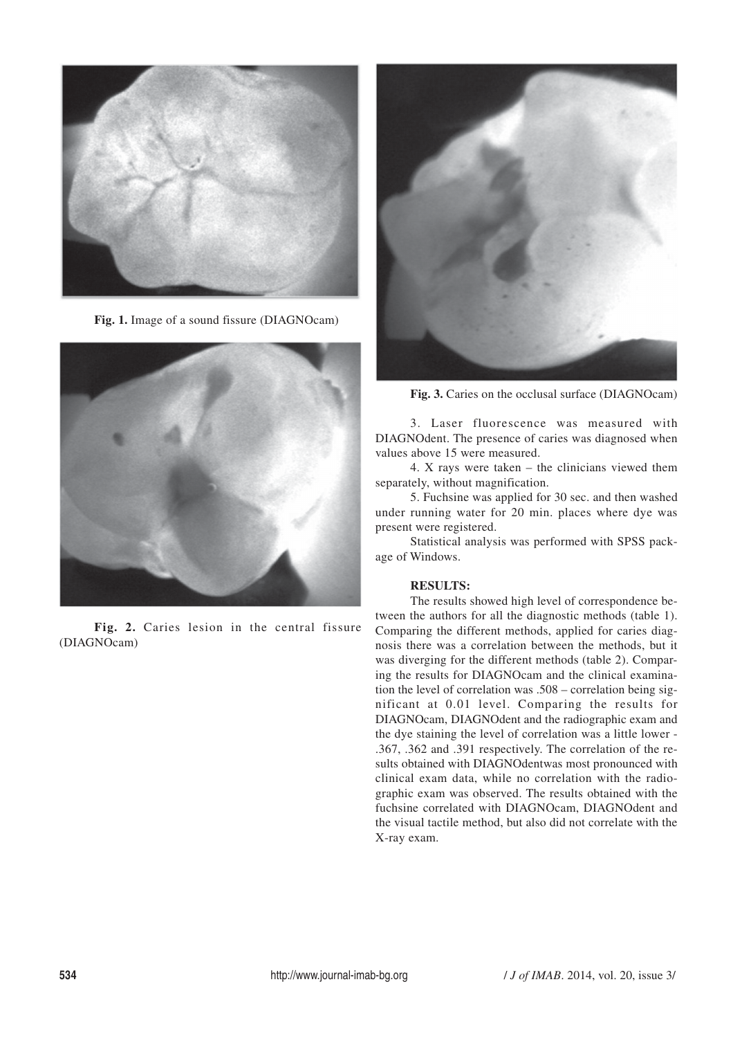Fig. 1. Image of a sound fissure (DIAGNOcam)

Fig. 2. Caries lesion in the central fissure (DIAGNOcam)

Fig. 3. Caries on the occlusal surface (DIAGNOcam)

3. Laser fluorescence was measured with DIAGNOdent. The presence of caries was diagnosed when values above 15 were measured.

4. X rays were taken – the clinicians viewed them separately, without magnification.

5. Fuchsine was applied for 30 sec. and then washed under running water for 20 min. places where dye was present were registered.

Statistical analysis was performed with SPSS package of Windows.

**RESULTS:**

The results showed high level of correspondence between the authors for all the diagnostic methods (table 1). Comparing the different methods, applied for caries diagnosis there was a correlation between the methods, but it was diverging for the different methods (table 2). Comparing the results for DIAGNOcam and the clinical examination the level of correlation was .508 – correlation being significant at 0.01 level. Comparing the results for DIAGNOcam, DIAGNOdent and the radiographic exam and the dye staining the level of correlation was a little lower - .367, .362 and .391 respectively. The correlation of the results obtained with DIAGNOdentwas most pronounced with clinical exam data, while no correlation with the radiographic exam was observed. The results obtained with the fuchsine correlated with DIAGNOcam, DIAGNOdent and the visual tactile method, but also did not correlate with the X-ray exam.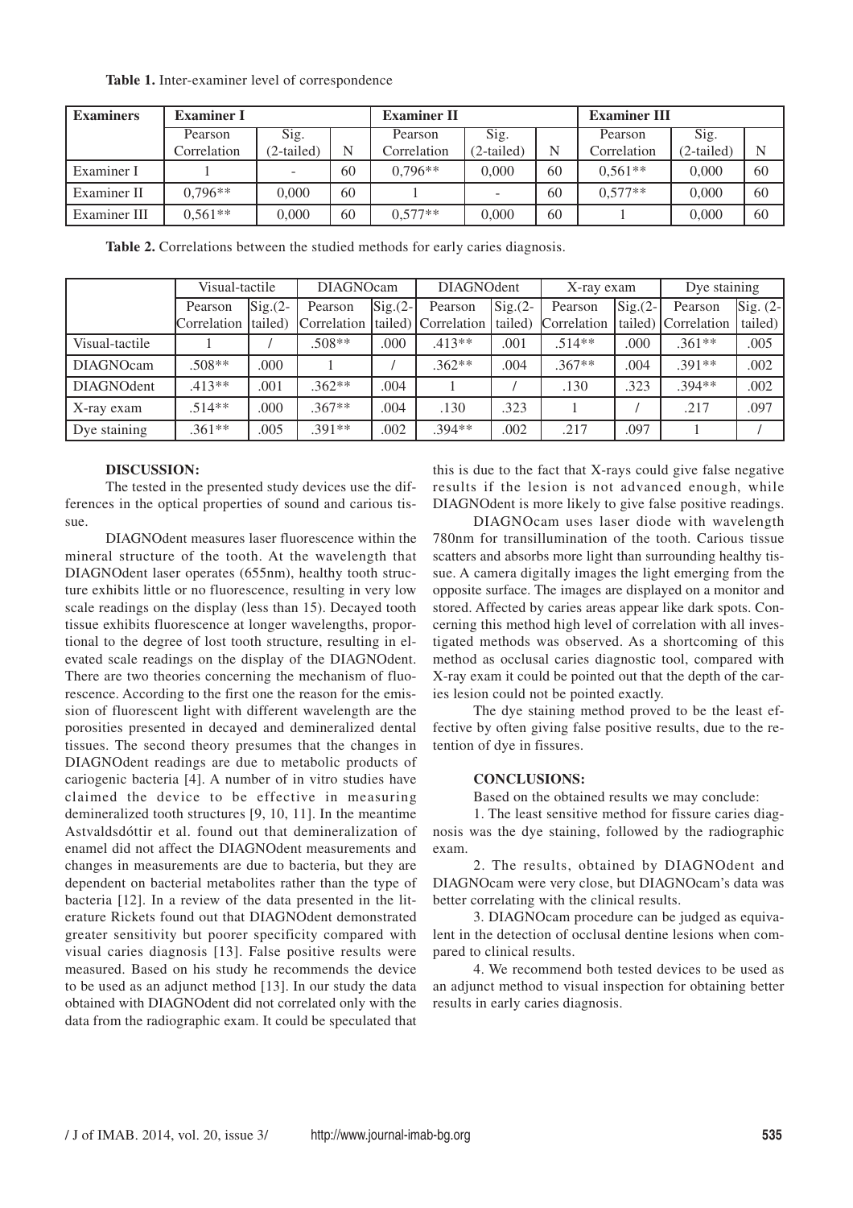**Table 1.** Inter-examiner level of correspondence

| Examiners | Examiner I | | | Examiner II | | | Examiner III | | |
|---|---|---|---|---|---|---|---|---|---|
| | Pearson Correlation | Sig. (2-tailed) | N | Pearson Correlation | Sig. (2-tailed) | N | Pearson Correlation | Sig. (2-tailed) | N |
| Examiner I | 1 | - | 60 | 0,796** | 0,000 | 60 | 0,561** | 0,000 | 60 |
| Examiner II | 0,796** | 0,000 | 60 | 1 | - | 60 | 0,577** | 0,000 | 60 |
| Examiner III | 0,561** | 0,000 | 60 | 0,577** | 0,000 | 60 | 1 | 0,000 | 60 |

**Table 2.** Correlations between the studied methods for early caries diagnosis.

| | Visual-tactile | | DIAGNOcam | | DIAGNOdent | | X-ray exam | | Dye staining | |
|---|---|---|---|---|---|---|---|---|---|---|
| | Pearson Correlation | Sig.(2-tailed) | Pearson Correlation | Sig.(2-tailed) | Pearson Correlation | Sig.(2-tailed) | Pearson Correlation | Sig.(2-tailed) | Pearson Correlation | Sig. (2-tailed) |
| Visual-tactile | 1 | / | .508** | .000 | .413** | .001 | .514** | .000 | .361** | .005 |
| DIAGNOcam | .508** | .000 | 1 | / | .362** | .004 | .367** | .004 | .391** | .002 |
| DIAGNOdent | .413** | .001 | .362** | .004 | 1 | / | .130 | .323 | .394** | .002 |
| X-ray exam | .514** | .000 | .367** | .004 | .130 | .323 | 1 | / | .217 | .097 |
| Dye staining | .361** | .005 | .391** | .002 | .394** | .002 | .217 | .097 | 1 | / |

## DISCUSSION:

The tested in the presented study devices use the differences in the optical properties of sound and carious tissue.

DIAGNOdent measures laser fluorescence within the mineral structure of the tooth. At the wavelength that DIAGNOdent laser operates (655nm), healthy tooth structure exhibits little or no fluorescence, resulting in very low scale readings on the display (less than 15). Decayed tooth tissue exhibits fluorescence at longer wavelengths, proportional to the degree of lost tooth structure, resulting in elevated scale readings on the display of the DIAGNOdent. There are two theories concerning the mechanism of fluorescence. According to the first one the reason for the emission of fluorescent light with different wavelength are the porosities presented in decayed and demineralized dental tissues. The second theory presumes that the changes in DIAGNOdent readings are due to metabolic products of cariogenic bacteria [4]. A number of in vitro studies have claimed the device to be effective in measuring demineralized tooth structures [9, 10, 11]. In the meantime Astvaldsdóttir et al. found out that demineralization of enamel did not affect the DIAGNOdent measurements and changes in measurements are due to bacteria, but they are dependent on bacterial metabolites rather than the type of bacteria [12]. In a review of the data presented in the literature Rickets found out that DIAGNOdent demonstrated greater sensitivity but poorer specificity compared with visual caries diagnosis [13]. False positive results were measured. Based on his study he recommends the device to be used as an adjunct method [13]. In our study the data obtained with DIAGNOdent did not correlated only with the data from the radiographic exam. It could be speculated that this is due to the fact that X-rays could give false negative results if the lesion is not advanced enough, while DIAGNOdent is more likely to give false positive readings.

DIAGNOcam uses laser diode with wavelength 780nm for transillumination of the tooth. Carious tissue scatters and absorbs more light than surrounding healthy tissue. A camera digitally images the light emerging from the opposite surface. The images are displayed on a monitor and stored. Affected by caries areas appear like dark spots. Concerning this method high level of correlation with all investigated methods was observed. As a shortcoming of this method as occlusal caries diagnostic tool, compared with X-ray exam it could be pointed out that the depth of the caries lesion could not be pointed exactly.

The dye staining method proved to be the least effective by often giving false positive results, due to the retention of dye in fissures.

## CONCLUSIONS:

Based on the obtained results we may conclude:

1. The least sensitive method for fissure caries diagnosis was the dye staining, followed by the radiographic exam.

2. The results, obtained by DIAGNOdent and DIAGNOcam were very close, but DIAGNOcam's data was better correlating with the clinical results.

3. DIAGNOcam procedure can be judged as equivalent in the detection of occlusal dentine lesions when compared to clinical results.

4. We recommend both tested devices to be used as an adjunct method to visual inspection for obtaining better results in early caries diagnosis.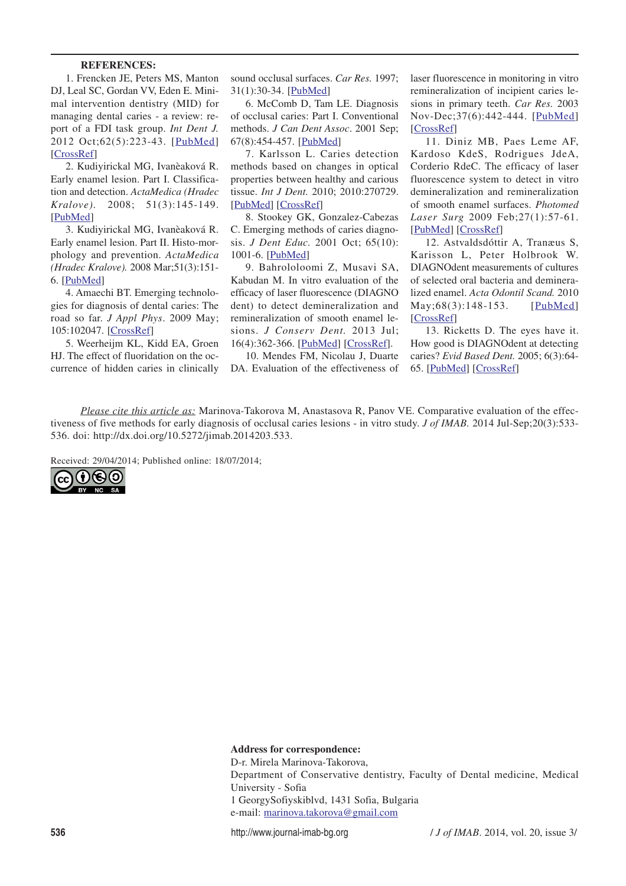**REFERENCES:**

1. Frencken JE, Peters MS, Manton DJ, Leal SC, Gordan VV, Eden E. Minimal intervention dentistry (MID) for managing dental caries - a review: report of a FDI task group. *Int Dent J.* 2012 Oct;62(5):223-43. [PubMed] [CrossRef]

2. Kudiyirickal MG, Ivanèaková R. Early enamel lesion. Part I. Classification and detection. *ActaMedica (Hradec Kralove).* 2008; 51(3):145-149. [PubMed]

3. Kudiyirickal MG, Ivanèaková R. Early enamel lesion. Part II. Histo-morphology and prevention. *ActaMedica (Hradec Kralove).* 2008 Mar;51(3):151-6. [PubMed]

4. Amaechi BT. Emerging technologies for diagnosis of dental caries: The road so far. *J Appl Phys*. 2009 May; 105:102047. [CrossRef]

5. Weerheijm KL, Kidd EA, Groen HJ. The effect of fluoridation on the occurrence of hidden caries in clinically sound occlusal surfaces. *Car Res.* 1997; 31(1):30-34. [PubMed]

6. McComb D, Tam LE. Diagnosis of occlusal caries: Part I. Conventional methods. *J Can Dent Assoc*. 2001 Sep; 67(8):454-457. [PubMed]

7. Karlsson L. Caries detection methods based on changes in optical properties between healthy and carious tissue. *Int J Dent.* 2010; 2010:270729. [PubMed] [CrossRef]

8. Stookey GK, Gonzalez-Cabezas C. Emerging methods of caries diagnosis. *J Dent Educ.* 2001 Oct; 65(10): 1001-6. [PubMed]

9. Bahrololoomi Z, Musavi SA, Kabudan M. In vitro evaluation of the efficacy of laser fluorescence (DIAGNO dent) to detect demineralization and remineralization of smooth enamel lesions. *J Conserv Dent.* 2013 Jul; 16(4):362-366. [PubMed] [CrossRef].

10. Mendes FM, Nicolau J, Duarte DA. Evaluation of the effectiveness of laser fluorescence in monitoring in vitro remineralization of incipient caries lesions in primary teeth. *Car Res.* 2003 Nov-Dec;37(6):442-444. [PubMed] [CrossRef]

11. Diniz MB, Paes Leme AF, Kardoso KdeS, Rodrigues JdeA, Corderio RdeC. The efficacy of laser fluorescence system to detect in vitro demineralization and remineralization of smooth enamel surfaces. *Photomed Laser Surg* 2009 Feb;27(1):57-61. [PubMed] [CrossRef]

12. Astvaldsdóttir A, Tranæus S, Karisson L, Peter Holbrook W. DIAGNOdent measurements of cultures of selected oral bacteria and demineralized enamel. *Acta Odontil Scand.* 2010 May;68(3):148-153. [PubMed] [CrossRef]

13. Ricketts D. The eyes have it. How good is DIAGNOdent at detecting caries? *Evid Based Dent.* 2005; 6(3):64-65. [PubMed] [CrossRef]

*Please cite this article as:* Marinova-Takorova M, Anastasova R, Panov VE. Comparative evaluation of the effectiveness of five methods for early diagnosis of occlusal caries lesions - in vitro study. *J of IMAB.* 2014 Jul-Sep;20(3):533-536. doi: http://dx.doi.org/10.5272/jimab.2014203.533.

Received: 29/04/2014; Published online: 18/07/2014;

**Address for correspondence:**
D-r. Mirela Marinova-Takorova,
Department of Conservative dentistry, Faculty of Dental medicine, Medical University - Sofia
1 GeorgySofiyskiblvd, 1431 Sofia, Bulgaria
e-mail: marinova.takorova@gmail.com